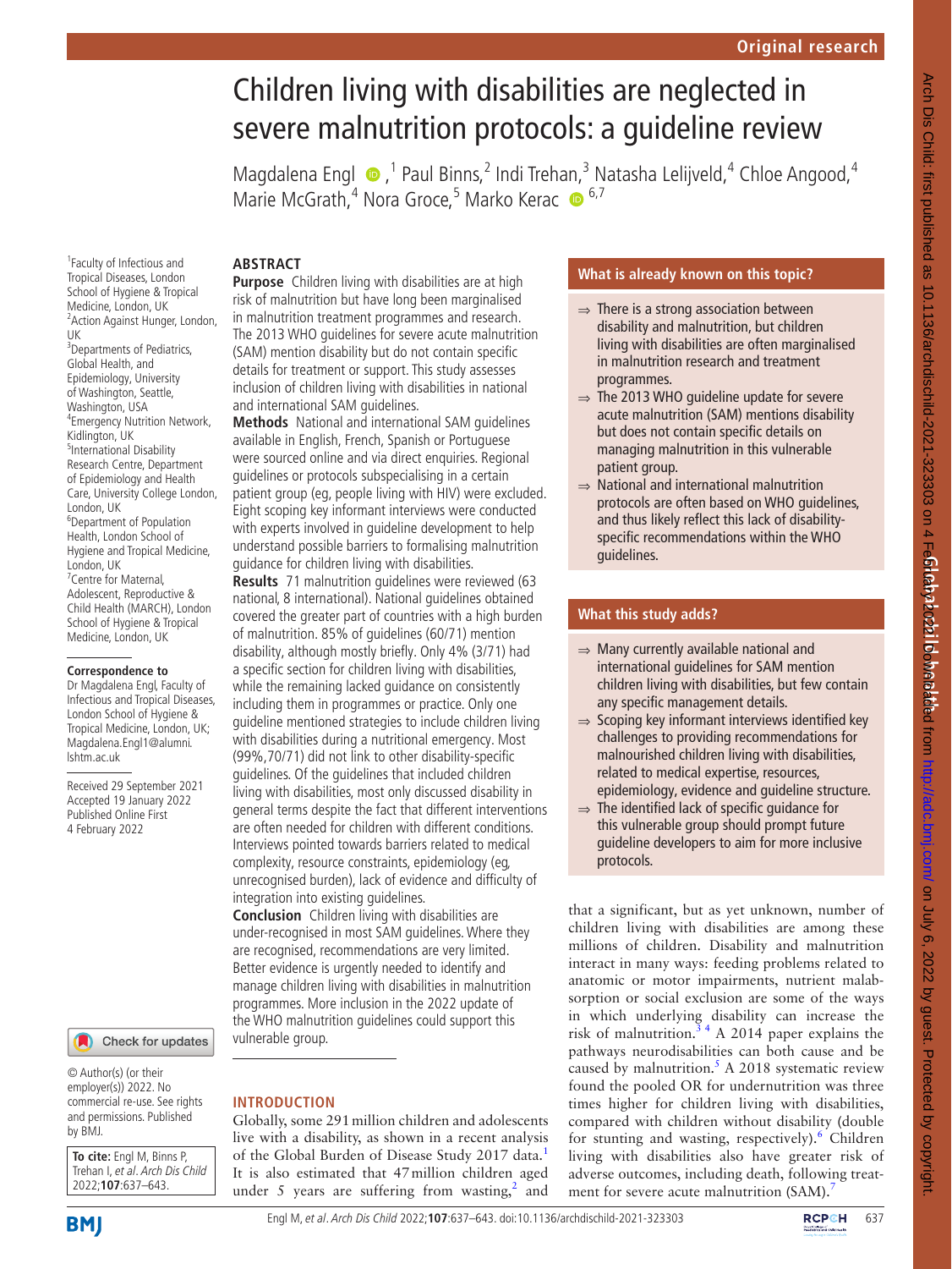# Children living with disabilities are neglected in severe malnutrition protocols: a guideline review

Magdalena Engl,[1] Paul Binns,[2] Indi Trehan,[3] Natasha Lelijveld,[4] Chloe Angood,[4] Marie McGrath,[4] Nora Groce,[5] Marko Kerac[6,7]

[1]Faculty of Infectious and Tropical Diseases, London School of Hygiene & Tropical Medicine, London, UK
[2]Action Against Hunger, London, UK
[3]Departments of Pediatrics, Global Health, and Epidemiology, University of Washington, Seattle, Washington, USA
[4]Emergency Nutrition Network, Kidlington, UK
[5]International Disability Research Centre, Department of Epidemiology and Health Care, University College London, London, UK
[6]Department of Population Health, London School of Hygiene and Tropical Medicine, London, UK
[7]Centre for Maternal, Adolescent, Reproductive & Child Health (MARCH), London School of Hygiene & Tropical Medicine, London, UK

**Correspondence to**
Dr Magdalena Engl, Faculty of Infectious and Tropical Diseases, London School of Hygiene & Tropical Medicine, London, UK; Magdalena.Engl1@alumni.lshtm.ac.uk

Received 29 September 2021
Accepted 19 January 2022
Published Online First 4 February 2022

© Author(s) (or their employer(s)) 2022. No commercial re-use. See rights and permissions. Published by BMJ.

**To cite:** Engl M, Binns P, Trehan I, *et al*. *Arch Dis Child* 2022;**107**:637–643.

## ABSTRACT

**Purpose** Children living with disabilities are at high risk of malnutrition but have long been marginalised in malnutrition treatment programmes and research. The 2013 WHO guidelines for severe acute malnutrition (SAM) mention disability but do not contain specific details for treatment or support. This study assesses inclusion of children living with disabilities in national and international SAM guidelines.

**Methods** National and international SAM guidelines available in English, French, Spanish or Portuguese were sourced online and via direct enquiries. Regional guidelines or protocols subspecialising in a certain patient group (eg, people living with HIV) were excluded. Eight scoping key informant interviews were conducted with experts involved in guideline development to help understand possible barriers to formalising malnutrition guidance for children living with disabilities.

**Results** 71 malnutrition guidelines were reviewed (63 national, 8 international). National guidelines obtained covered the greater part of countries with a high burden of malnutrition. 85% of guidelines (60/71) mention disability, although mostly briefly. Only 4% (3/71) had a specific section for children living with disabilities, while the remaining lacked guidance on consistently including them in programmes or practice. Only one guideline mentioned strategies to include children living with disabilities during a nutritional emergency. Most (99%, 70/71) did not link to other disability-specific guidelines. Of the guidelines that included children living with disabilities, most only discussed disability in general terms despite the fact that different interventions are often needed for children with different conditions. Interviews pointed towards barriers related to medical complexity, resource constraints, epidemiology (eg, unrecognised burden), lack of evidence and difficulty of integration into existing guidelines.

**Conclusion** Children living with disabilities are under-recognised in most SAM guidelines. Where they are recognised, recommendations are very limited. Better evidence is urgently needed to identify and manage children living with disabilities in malnutrition programmes. More inclusion in the 2022 update of the WHO malnutrition guidelines could support this vulnerable group.

## What is already known on this topic?

- ⇒ There is a strong association between disability and malnutrition, but children living with disabilities are often marginalised in malnutrition research and treatment programmes.
- ⇒ The 2013 WHO guideline update for severe acute malnutrition (SAM) mentions disability but does not contain specific details on managing malnutrition in this vulnerable patient group.
- ⇒ National and international malnutrition protocols are often based on WHO guidelines, and thus likely reflect this lack of disability-specific recommendations within the WHO guidelines.

## What this study adds?

- ⇒ Many currently available national and international guidelines for SAM mention children living with disabilities, but few contain any specific management details.
- ⇒ Scoping key informant interviews identified key challenges to providing recommendations for malnourished children living with disabilities, related to medical expertise, resources, epidemiology, evidence and guideline structure.
- ⇒ The identified lack of specific guidance for this vulnerable group should prompt future guideline developers to aim for more inclusive protocols.

## INTRODUCTION

Globally, some 291 million children and adolescents live with a disability, as shown in a recent analysis of the Global Burden of Disease Study 2017 data.[1] It is also estimated that 47 million children aged under 5 years are suffering from wasting,[2] and that a significant, but as yet unknown, number of children living with disabilities are among these millions of children. Disability and malnutrition interact in many ways: feeding problems related to anatomic or motor impairments, nutrient malabsorption or social exclusion are some of the ways in which underlying disability can increase the risk of malnutrition.[3,4] A 2014 paper explains the pathways neurodisabilities can both cause and be caused by malnutrition.[5] A 2018 systematic review found the pooled OR for undernutrition was three times higher for children living with disabilities, compared with children without disability (double for stunting and wasting, respectively).[6] Children living with disabilities also have greater risk of adverse outcomes, including death, following treatment for severe acute malnutrition (SAM).[7]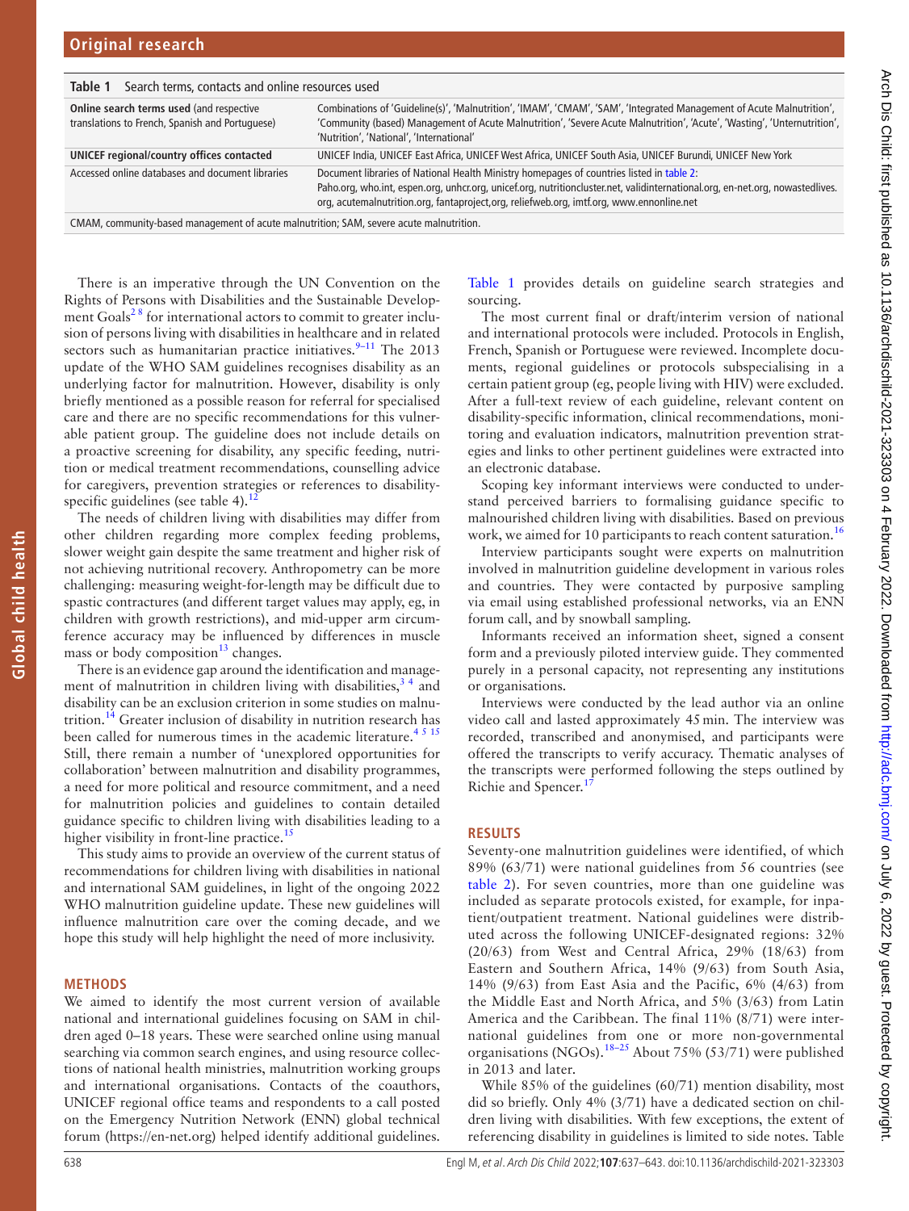**Table 1** Search terms, contacts and online resources used

| | |
|---|---|
| **Online search terms used** (and respective translations to French, Spanish and Portuguese) | Combinations of 'Guideline(s)', 'Malnutrition', 'IMAM', 'CMAM', 'SAM', 'Integrated Management of Acute Malnutrition', 'Community (based) Management of Acute Malnutrition', 'Severe Acute Malnutrition', 'Acute', 'Wasting', 'Undernutrition', 'Nutrition', 'National', 'International' |
| **UNICEF regional/country offices contacted** | UNICEF India, UNICEF East Africa, UNICEF West Africa, UNICEF South Asia, UNICEF Burundi, UNICEF New York |
| Accessed online databases and document libraries | Document libraries of National Health Ministry homepages of countries listed in table 2: Paho.org, who.int, espen.org, unhcr.org, unicef.org, nutritioncluster.net, validinternational.org, en-net.org, nowastedlives.org, acutemalnutrition.org, fantaproject,org, reliefweb.org, imtf.org, www.ennonline.net |

CMAM, community-based management of acute malnutrition; SAM, severe acute malnutrition.

There is an imperative through the UN Convention on the Rights of Persons with Disabilities and the Sustainable Development Goals[2 8] for international actors to commit to greater inclusion of persons living with disabilities in healthcare and in related sectors such as humanitarian practice initiatives.[9–11] The 2013 update of the WHO SAM guidelines recognises disability as an underlying factor for malnutrition. However, disability is only briefly mentioned as a possible reason for referral for specialised care and there are no specific recommendations for this vulnerable patient group. The guideline does not include details on a proactive screening for disability, any specific feeding, nutrition or medical treatment recommendations, counselling advice for caregivers, prevention strategies or references to disability-specific guidelines (see table 4).[12]

The needs of children living with disabilities may differ from other children regarding more complex feeding problems, slower weight gain despite the same treatment and higher risk of not achieving nutritional recovery. Anthropometry can be more challenging: measuring weight-for-length may be difficult due to spastic contractures (and different target values may apply, eg, in children with growth restrictions), and mid-upper arm circumference accuracy may be influenced by differences in muscle mass or body composition[13] changes.

There is an evidence gap around the identification and management of malnutrition in children living with disabilities,[3 4] and disability can be an exclusion criterion in some studies on malnutrition.[14] Greater inclusion of disability in nutrition research has been called for numerous times in the academic literature.[4 5 15] Still, there remain a number of 'unexplored opportunities for collaboration' between malnutrition and disability programmes, a need for more political and resource commitment, and a need for malnutrition policies and guidelines to contain detailed guidance specific to children living with disabilities leading to a higher visibility in front-line practice.[15]

This study aims to provide an overview of the current status of recommendations for children living with disabilities in national and international SAM guidelines, in light of the ongoing 2022 WHO malnutrition guideline update. These new guidelines will influence malnutrition care over the coming decade, and we hope this study will help highlight the need of more inclusivity.

## METHODS

We aimed to identify the most current version of available national and international guidelines focusing on SAM in children aged 0–18 years. These were searched online using manual searching via common search engines, and using resource collections of national health ministries, malnutrition working groups and international organisations. Contacts of the coauthors, UNICEF regional office teams and respondents to a call posted on the Emergency Nutrition Network (ENN) global technical forum (https://en-net.org) helped identify additional guidelines. Table 1 provides details on guideline search strategies and sourcing.

The most current final or draft/interim version of national and international protocols were included. Protocols in English, French, Spanish or Portuguese were reviewed. Incomplete documents, regional guidelines or protocols subspecialising in a certain patient group (eg, people living with HIV) were excluded. After a full-text review of each guideline, relevant content on disability-specific information, clinical recommendations, monitoring and evaluation indicators, malnutrition prevention strategies and links to other pertinent guidelines were extracted into an electronic database.

Scoping key informant interviews were conducted to understand perceived barriers to formalising guidance specific to malnourished children living with disabilities. Based on previous work, we aimed for 10 participants to reach content saturation.[16]

Interview participants sought were experts on malnutrition involved in malnutrition guideline development in various roles and countries. They were contacted by purposive sampling via email using established professional networks, via an ENN forum call, and by snowball sampling.

Informants received an information sheet, signed a consent form and a previously piloted interview guide. They commented purely in a personal capacity, not representing any institutions or organisations.

Interviews were conducted by the lead author via an online video call and lasted approximately 45 min. The interview was recorded, transcribed and anonymised, and participants were offered the transcripts to verify accuracy. Thematic analyses of the transcripts were performed following the steps outlined by Richie and Spencer.[17]

## RESULTS

Seventy-one malnutrition guidelines were identified, of which 89% (63/71) were national guidelines from 56 countries (see table 2). For seven countries, more than one guideline was included as separate protocols existed, for example, for inpatient/outpatient treatment. National guidelines were distributed across the following UNICEF-designated regions: 32% (20/63) from West and Central Africa, 29% (18/63) from Eastern and Southern Africa, 14% (9/63) from South Asia, 14% (9/63) from East Asia and the Pacific, 6% (4/63) from the Middle East and North Africa, and 5% (3/63) from Latin America and the Caribbean. The final 11% (8/71) were international guidelines from one or more non-governmental organisations (NGOs).[18–25] About 75% (53/71) were published in 2013 and later.

While 85% of the guidelines (60/71) mention disability, most did so briefly. Only 4% (3/71) have a dedicated section on children living with disabilities. With few exceptions, the extent of referencing disability in guidelines is limited to side notes. Table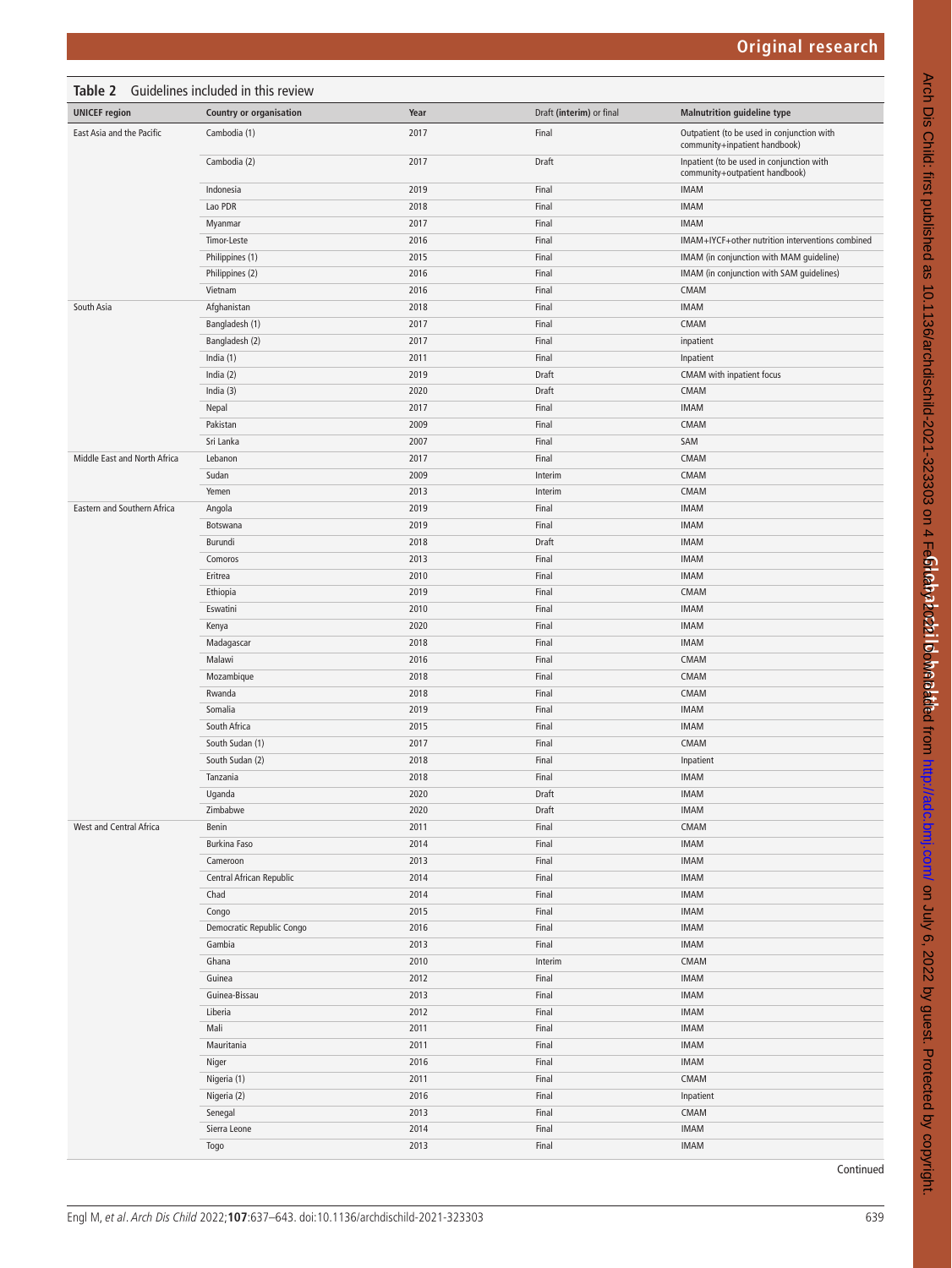**Table 2** Guidelines included in this review

| UNICEF region | Country or organisation | Year | Draft (interim) or final | Malnutrition guideline type |
|---|---|---|---|---|
| East Asia and the Pacific | Cambodia (1) | 2017 | Final | Outpatient (to be used in conjunction with community+inpatient handbook) |
| | Cambodia (2) | 2017 | Draft | Inpatient (to be used in conjunction with community+outpatient handbook) |
| | Indonesia | 2019 | Final | IMAM |
| | Lao PDR | 2018 | Final | IMAM |
| | Myanmar | 2017 | Final | IMAM |
| | Timor-Leste | 2016 | Final | IMAM+IYCF+other nutrition interventions combined |
| | Philippines (1) | 2015 | Final | IMAM (in conjunction with MAM guideline) |
| | Philippines (2) | 2016 | Final | IMAM (in conjunction with SAM guidelines) |
| | Vietnam | 2016 | Final | CMAM |
| South Asia | Afghanistan | 2018 | Final | IMAM |
| | Bangladesh (1) | 2017 | Final | CMAM |
| | Bangladesh (2) | 2017 | Final | inpatient |
| | India (1) | 2011 | Final | Inpatient |
| | India (2) | 2019 | Draft | CMAM with inpatient focus |
| | India (3) | 2020 | Draft | CMAM |
| | Nepal | 2017 | Final | IMAM |
| | Pakistan | 2009 | Final | CMAM |
| | Sri Lanka | 2007 | Final | SAM |
| Middle East and North Africa | Lebanon | 2017 | Final | CMAM |
| | Sudan | 2009 | Interim | CMAM |
| | Yemen | 2013 | Interim | CMAM |
| Eastern and Southern Africa | Angola | 2019 | Final | IMAM |
| | Botswana | 2019 | Final | IMAM |
| | Burundi | 2018 | Draft | IMAM |
| | Comoros | 2013 | Final | IMAM |
| | Eritrea | 2010 | Final | IMAM |
| | Ethiopia | 2019 | Final | CMAM |
| | Eswatini | 2010 | Final | IMAM |
| | Kenya | 2020 | Final | IMAM |
| | Madagascar | 2018 | Final | IMAM |
| | Malawi | 2016 | Final | CMAM |
| | Mozambique | 2018 | Final | CMAM |
| | Rwanda | 2018 | Final | CMAM |
| | Somalia | 2019 | Final | IMAM |
| | South Africa | 2015 | Final | IMAM |
| | South Sudan (1) | 2017 | Final | CMAM |
| | South Sudan (2) | 2018 | Final | Inpatient |
| | Tanzania | 2018 | Final | IMAM |
| | Uganda | 2020 | Draft | IMAM |
| | Zimbabwe | 2020 | Draft | IMAM |
| West and Central Africa | Benin | 2011 | Final | CMAM |
| | Burkina Faso | 2014 | Final | IMAM |
| | Cameroon | 2013 | Final | IMAM |
| | Central African Republic | 2014 | Final | IMAM |
| | Chad | 2014 | Final | IMAM |
| | Congo | 2015 | Final | IMAM |
| | Democratic Republic Congo | 2016 | Final | IMAM |
| | Gambia | 2013 | Final | IMAM |
| | Ghana | 2010 | Interim | CMAM |
| | Guinea | 2012 | Final | IMAM |
| | Guinea-Bissau | 2013 | Final | IMAM |
| | Liberia | 2012 | Final | IMAM |
| | Mali | 2011 | Final | IMAM |
| | Mauritania | 2011 | Final | IMAM |
| | Niger | 2016 | Final | IMAM |
| | Nigeria (1) | 2011 | Final | CMAM |
| | Nigeria (2) | 2016 | Final | Inpatient |
| | Senegal | 2013 | Final | CMAM |
| | Sierra Leone | 2014 | Final | IMAM |
| | Togo | 2013 | Final | IMAM |

Continued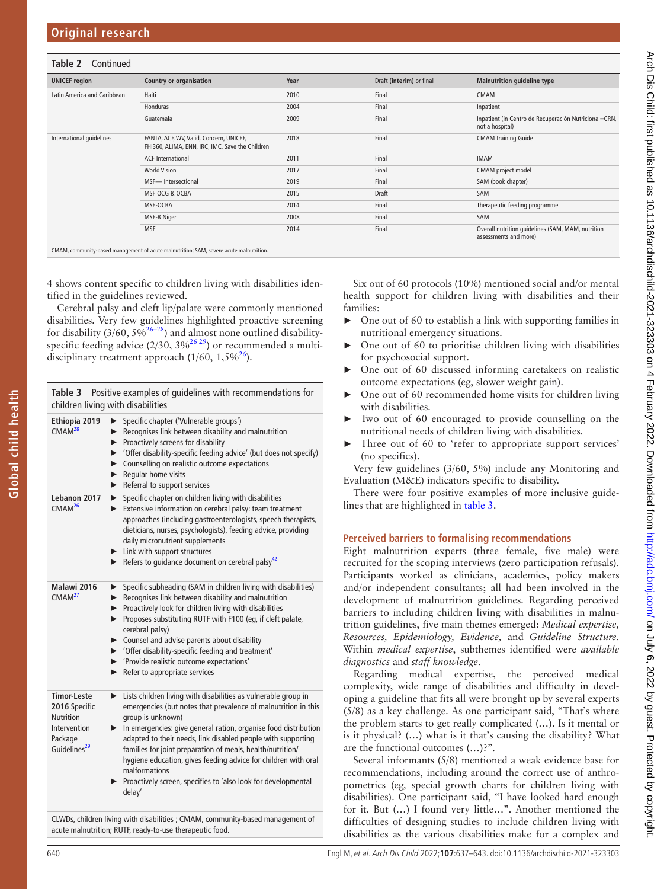**Table 2** Continued

| UNICEF region | Country or organisation | Year | Draft (interim) or final | Malnutrition guideline type |
|---|---|---|---|---|
| Latin America and Caribbean | Haiti | 2010 | Final | CMAM |
| | Honduras | 2004 | Final | Inpatient |
| | Guatemala | 2009 | Final | Inpatient (in Centro de Recuperación Nutricional=CRN, not a hospital) |
| International guidelines | FANTA, ACF, WV, Valid, Concern, UNICEF, FHI360, ALIMA, ENN, IRC, IMC, Save the Children | 2018 | Final | CMAM Training Guide |
| | ACF International | 2011 | Final | IMAM |
| | World Vision | 2017 | Final | CMAM project model |
| | MSF— Intersectional | 2019 | Final | SAM (book chapter) |
| | MSF OCG & OCBA | 2015 | Draft | SAM |
| | MSF-OCBA | 2014 | Final | Therapeutic feeding programme |
| | MSF-B Niger | 2008 | Final | SAM |
| | MSF | 2014 | Final | Overall nutrition guidelines (SAM, MAM, nutrition assessments and more) |

CMAM, community-based management of acute malnutrition; SAM, severe acute malnutrition.

4 shows content specific to children living with disabilities identified in the guidelines reviewed.

Cerebral palsy and cleft lip/palate were commonly mentioned disabilities. Very few guidelines highlighted proactive screening for disability (3/60, 5%[26–28]) and almost none outlined disability-specific feeding advice (2/30, 3%[26 29]) or recommended a multidisciplinary treatment approach (1/60, 1,5%[26]).

**Table 3** Positive examples of guidelines with recommendations for children living with disabilities

| Guideline | Recommendations |
|---|---|
| **Ethiopia 2019** CMAM[28] | ► Specific chapter ('Vulnerable groups')<br>► Recognises link between disability and malnutrition<br>► Proactively screens for disability<br>► 'Offer disability-specific feeding advice' (but does not specify)<br>► Counselling on realistic outcome expectations<br>► Regular home visits<br>► Referral to support services |
| **Lebanon 2017** CMAM[26] | ► Specific chapter on children living with disabilities<br>► Extensive information on cerebral palsy: team treatment approaches (including gastroenterologists, speech therapists, dieticians, nurses, psychologists), feeding advice, providing daily micronutrient supplements<br>► Link with support structures<br>► Refers to guidance document on cerebral palsy[42] |
| **Malawi 2016** CMAM[27] | ► Specific subheading (SAM in children living with disabilities)<br>► Recognises link between disability and malnutrition<br>► Proactively look for children living with disabilities<br>► Proposes substituting RUTF with F100 (eg, if cleft palate, cerebral palsy)<br>► Counsel and advise parents about disability<br>► 'Offer disability-specific feeding and treatment'<br>► 'Provide realistic outcome expectations'<br>► Refer to appropriate services |
| **Timor-Leste 2016** Specific Nutrition Intervention Package Guidelines[29] | ► Lists children living with disabilities as vulnerable group in emergencies (but notes that prevalence of malnutrition in this group is unknown)<br>► In emergencies: give general ration, organise food distribution adapted to their needs, link disabled people with supporting families for joint preparation of meals, health/nutrition/hygiene education, gives feeding advice for children with oral malformations<br>► Proactively screen, specifies to 'also look for developmental delay' |

CLWDs, children living with disabilities ; CMAM, community-based management of acute malnutrition; RUTF, ready-to-use therapeutic food.

Six out of 60 protocols (10%) mentioned social and/or mental health support for children living with disabilities and their families:

- One out of 60 to establish a link with supporting families in nutritional emergency situations.
- One out of 60 to prioritise children living with disabilities for psychosocial support.
- One out of 60 discussed informing caretakers on realistic outcome expectations (eg, slower weight gain).
- One out of 60 recommended home visits for children living with disabilities.
- Two out of 60 encouraged to provide counselling on the nutritional needs of children living with disabilities.
- Three out of 60 to 'refer to appropriate support services' (no specifics).

Very few guidelines (3/60, 5%) include any Monitoring and Evaluation (M&E) indicators specific to disability.

There were four positive examples of more inclusive guidelines that are highlighted in table 3.

### Perceived barriers to formalising recommendations

Eight malnutrition experts (three female, five male) were recruited for the scoping interviews (zero participation refusals). Participants worked as clinicians, academics, policy makers and/or independent consultants; all had been involved in the development of malnutrition guidelines. Regarding perceived barriers to including children living with disabilities in malnutrition guidelines, five main themes emerged: *Medical expertise, Resources, Epidemiology, Evidence,* and *Guideline Structure*. Within *medical expertise*, subthemes identified were *available diagnostics* and *staff knowledge*.

Regarding medical expertise, the perceived medical complexity, wide range of disabilities and difficulty in developing a guideline that fits all were brought up by several experts (5/8) as a key challenge. As one participant said, "That's where the problem starts to get really complicated (…). Is it mental or is it physical? (…) what is it that's causing the disability? What are the functional outcomes (…)?".

Several informants (5/8) mentioned a weak evidence base for recommendations, including around the correct use of anthropometrics (eg, special growth charts for children living with disabilities). One participant said, "I have looked hard enough for it. But (…) I found very little…". Another mentioned the difficulties of designing studies to include children living with disabilities as the various disabilities make for a complex and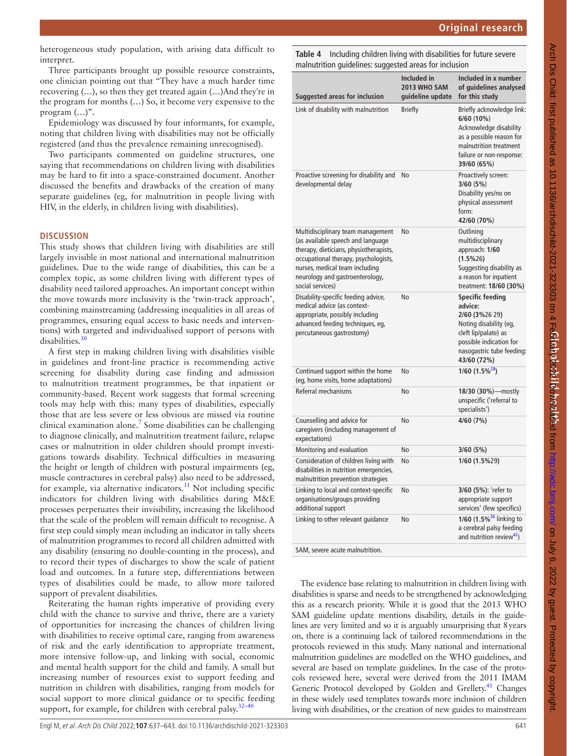heterogeneous study population, with arising data difficult to interpret.

Three participants brought up possible resource constraints, one clinician pointing out that "They have a much harder time recovering (…), so then they get treated again (…)And they're in the program for months (…) So, it become very expensive to the program (…)".

Epidemiology was discussed by four informants, for example, noting that children living with disabilities may not be officially registered (and thus the prevalence remaining unrecognised).

Two participants commented on guideline structures, one saying that recommendations on children living with disabilities may be hard to fit into a space-constrained document. Another discussed the benefits and drawbacks of the creation of many separate guidelines (eg, for malnutrition in people living with HIV, in the elderly, in children living with disabilities).

## DISCUSSION

This study shows that children living with disabilities are still largely invisible in most national and international malnutrition guidelines. Due to the wide range of disabilities, this can be a complex topic, as some children living with different types of disability need tailored approaches. An important concept within the move towards more inclusivity is the 'twin-track approach', combining mainstreaming (addressing inequalities in all areas of programmes, ensuring equal access to basic needs and interventions) with targeted and individualised support of persons with disabilities.[30]

A first step in making children living with disabilities visible in guidelines and front-line practice is recommending active screening for disability during case finding and admission to malnutrition treatment programmes, be that inpatient or community-based. Recent work suggests that formal screening tools may help with this: many types of disabilities, especially those that are less severe or less obvious are missed via routine clinical examination alone.[7] Some disabilities can be challenging to diagnose clinically, and malnutrition treatment failure, relapse cases or malnutrition in older children should prompt investigations towards disability. Technical difficulties in measuring the height or length of children with postural impairments (eg, muscle contractures in cerebral palsy) also need to be addressed, for example, via alternative indicators.[31] Not including specific indicators for children living with disabilities during M&E processes perpetuates their invisibility, increasing the likelihood that the scale of the problem will remain difficult to recognise. A first step could simply mean including an indicator in tally sheets of malnutrition programmes to record all children admitted with any disability (ensuring no double-counting in the process), and to record their types of discharges to show the scale of patient load and outcomes. In a future step, differentiations between types of disabilities could be made, to allow more tailored support of prevalent disabilities.

Reiterating the human rights imperative of providing every child with the chance to survive and thrive, there are a variety of opportunities for increasing the chances of children living with disabilities to receive optimal care, ranging from awareness of risk and the early identification to appropriate treatment, more intensive follow-up, and linking with social, economic and mental health support for the child and family. A small but increasing number of resources exist to support feeding and nutrition in children with disabilities, ranging from models for social support to more clinical guidance or to specific feeding support, for example, for children with cerebral palsy.[32–40]

**Table 4** Including children living with disabilities for future severe malnutrition guidelines: suggested areas for inclusion

| Suggested areas for inclusion | Included in 2013 WHO SAM guideline update | Included in x number of guidelines analysed for this study |
|---|---|---|
| Link of disability with malnutrition | Briefly | Briefly acknowledge link: **6/60 (10%)** Acknowledge disability as a possible reason for malnutrition treatment failure or non-response: **39/60 (65%)** |
| Proactive screening for disability and developmental delay | No | Proactively screen: **3/60 (5%)** Disability yes/no on physical assessment form: **42/60 (70%)** |
| Multidisciplinary team management (as available speech and language therapy, dieticians, physiotherapists, occupational therapy, psychologists, nurses, medical team including neurology and gastroenterology, social services) | No | Outlining multidisciplinary approach: **1/60 (1.5%26)** Suggesting disability as a reason for inpatient treatment: **18/60 (30%)** |
| Disability-specific feeding advice, medical advice (as context-appropriate, possibly including advanced feeding techniques, eg, percutaneous gastrostomy) | No | **Specific feeding advice: 2/60 (3%26 29)** Noting disability (eg, cleft lip/palate) as possible indication for nasogastric tube feeding: **43/60 (72%)** |
| Continued support within the home (eg, home visits, home adaptations) | No | **1/60 (1.5%[28])** |
| Referral mechanisms | No | **18/30 (30%)**—mostly unspecific ('referral to specialists') |
| Counselling and advice for caregivers (including management of expectations) | No | **4/60 (7%)** |
| Monitoring and evaluation | No | **3/60 (5%)** |
| Consideration of children living with disabilities in nutrition emergencies, malnutrition prevention strategies | No | **1/60 (1.5%29)** |
| Linking to local and context-specific organisations/groups providing additional support | No | **3/60 (5%)**: 'refer to appropriate support services' (few specifics) |
| Linking to other relevant guidance | No | **1/60 (1.5%[26]** linking to a cerebral palsy feeding and nutrition review[42]) |

SAM, severe acute malnutrition.

The evidence base relating to malnutrition in children living with disabilities is sparse and needs to be strengthened by acknowledging this as a research priority. While it is good that the 2013 WHO SAM guideline update mentions disability, details in the guidelines are very limited and so it is arguably unsurprising that 8 years on, there is a continuing lack of tailored recommendations in the protocols reviewed in this study. Many national and international malnutrition guidelines are modelled on the WHO guidelines, and several are based on template guidelines. In the case of the protocols reviewed here, several were derived from the 2011 IMAM Generic Protocol developed by Golden and Grellety.[41] Changes in these widely used templates towards more inclusion of children living with disabilities, or the creation of new guides to mainstream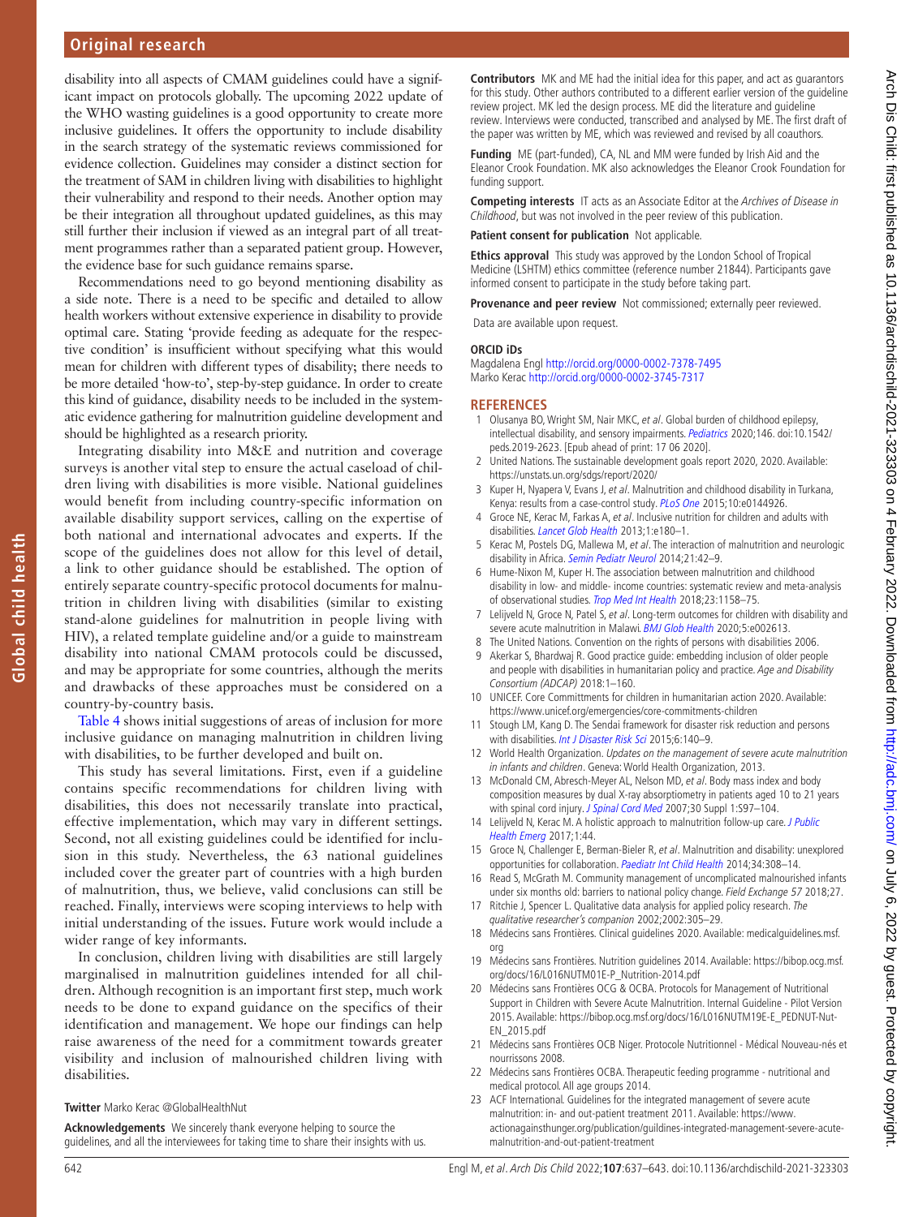disability into all aspects of CMAM guidelines could have a significant impact on protocols globally. The upcoming 2022 update of the WHO wasting guidelines is a good opportunity to create more inclusive guidelines. It offers the opportunity to include disability in the search strategy of the systematic reviews commissioned for evidence collection. Guidelines may consider a distinct section for the treatment of SAM in children living with disabilities to highlight their vulnerability and respond to their needs. Another option may be their integration all throughout updated guidelines, as this may still further their inclusion if viewed as an integral part of all treatment programmes rather than a separated patient group. However, the evidence base for such guidance remains sparse.

Recommendations need to go beyond mentioning disability as a side note. There is a need to be specific and detailed to allow health workers without extensive experience in disability to provide optimal care. Stating 'provide feeding as adequate for the respective condition' is insufficient without specifying what this would mean for children with different types of disability; there needs to be more detailed 'how-to', step-by-step guidance. In order to create this kind of guidance, disability needs to be included in the systematic evidence gathering for malnutrition guideline development and should be highlighted as a research priority.

Integrating disability into M&E and nutrition and coverage surveys is another vital step to ensure the actual caseload of children living with disabilities is more visible. National guidelines would benefit from including country-specific information on available disability support services, calling on the expertise of both national and international advocates and experts. If the scope of the guidelines does not allow for this level of detail, a link to other guidance should be established. The option of entirely separate country-specific protocol documents for malnutrition in children living with disabilities (similar to existing stand-alone guidelines for malnutrition in people living with HIV), a related template guideline and/or a guide to mainstream disability into national CMAM protocols could be discussed, and may be appropriate for some countries, although the merits and drawbacks of these approaches must be considered on a country-by-country basis.

Table 4 shows initial suggestions of areas of inclusion for more inclusive guidance on managing malnutrition in children living with disabilities, to be further developed and built on.

This study has several limitations. First, even if a guideline contains specific recommendations for children living with disabilities, this does not necessarily translate into practical, effective implementation, which may vary in different settings. Second, not all existing guidelines could be identified for inclusion in this study. Nevertheless, the 63 national guidelines included cover the greater part of countries with a high burden of malnutrition, thus, we believe, valid conclusions can still be reached. Finally, interviews were scoping interviews to help with initial understanding of the issues. Future work would include a wider range of key informants.

In conclusion, children living with disabilities are still largely marginalised in malnutrition guidelines intended for all children. Although recognition is an important first step, much work needs to be done to expand guidance on the specifics of their identification and management. We hope our findings can help raise awareness of the need for a commitment towards greater visibility and inclusion of malnourished children living with disabilities.

**Twitter** Marko Kerac @GlobalHealthNut

**Acknowledgements** We sincerely thank everyone helping to source the guidelines, and all the interviewees for taking time to share their insights with us.

**Contributors** MK and ME had the initial idea for this paper, and act as guarantors for this study. Other authors contributed to a different earlier version of the guideline review project. MK led the design process. ME did the literature and guideline review. Interviews were conducted, transcribed and analysed by ME. The first draft of the paper was written by ME, which was reviewed and revised by all coauthors.

**Funding** ME (part-funded), CA, NL and MM were funded by Irish Aid and the Eleanor Crook Foundation. MK also acknowledges the Eleanor Crook Foundation for funding support.

**Competing interests** IT acts as an Associate Editor at the *Archives of Disease in Childhood*, but was not involved in the peer review of this publication.

**Patient consent for publication** Not applicable.

**Ethics approval** This study was approved by the London School of Tropical Medicine (LSHTM) ethics committee (reference number 21844). Participants gave informed consent to participate in the study before taking part.

**Provenance and peer review** Not commissioned; externally peer reviewed.

Data are available upon request.

**ORCID iDs**

Magdalena Engl http://orcid.org/0000-0002-7378-7495
Marko Kerac http://orcid.org/0000-0002-3745-7317

## REFERENCES

1. Olusanya BO, Wright SM, Nair MKC, *et al*. Global burden of childhood epilepsy, intellectual disability, and sensory impairments. *Pediatrics* 2020;146. doi:10.1542/peds.2019-2623. [Epub ahead of print: 17 06 2020].
2. United Nations. The sustainable development goals report 2020, 2020. Available: https://unstats.un.org/sdgs/report/2020/
3. Kuper H, Nyapera V, Evans J, *et al*. Malnutrition and childhood disability in Turkana, Kenya: results from a case-control study. *PLoS One* 2015;10:e0144926.
4. Groce NE, Kerac M, Farkas A, *et al*. Inclusive nutrition for children and adults with disabilities. *Lancet Glob Health* 2013;1:e180–1.
5. Kerac M, Postels DG, Mallewa M, *et al*. The interaction of malnutrition and neurologic disability in Africa. *Semin Pediatr Neurol* 2014;21:42–9.
6. Hume-Nixon M, Kuper H. The association between malnutrition and childhood disability in low- and middle- income countries: systematic review and meta-analysis of observational studies. *Trop Med Int Health* 2018;23:1158–75.
7. Lelijveld N, Groce N, Patel S, *et al*. Long-term outcomes for children with disability and severe acute malnutrition in Malawi. *BMJ Glob Health* 2020;5:e002613.
8. The United Nations. Convention on the rights of persons with disabilities 2006.
9. Akerkar S, Bhardwaj R. Good practice guide: embedding inclusion of older people and people with disabilities in humanitarian policy and practice. *Age and Disability Consortium (ADCAP)* 2018:1–160.
10. UNICEF. Core Committments for children in humanitarian action 2020. Available: https://www.unicef.org/emergencies/core-commitments-children
11. Stough LM, Kang D. The Sendai framework for disaster risk reduction and persons with disabilities. *Int J Disaster Risk Sci* 2015;6:140–9.
12. World Health Organization. *Updates on the management of severe acute malnutrition in infants and children*. Geneva: World Health Organization, 2013.
13. McDonald CM, Abresch-Meyer AL, Nelson MD, *et al*. Body mass index and body composition measures by dual X-ray absorptiometry in patients aged 10 to 21 years with spinal cord injury. *J Spinal Cord Med* 2007;30 Suppl 1:S97–104.
14. Lelijveld N, Kerac M. A holistic approach to malnutrition follow-up care. *J Public Health Emerg* 2017;1:44.
15. Groce N, Challenger E, Berman-Bieler R, *et al*. Malnutrition and disability: unexplored opportunities for collaboration. *Paediatr Int Child Health* 2014;34:308–14.
16. Read S, McGrath M. Community management of uncomplicated malnourished infants under six months old: barriers to national policy change. *Field Exchange 57* 2018;27.
17. Ritchie J, Spencer L. Qualitative data analysis for applied policy research. *The qualitative researcher's companion* 2002;2002:305–29.
18. Médecins sans Frontières. Clinical guidelines 2020. Available: medicalguidelines.msf.org
19. Médecins sans Frontières. Nutrition guidelines 2014. Available: https://bibop.ocg.msf.org/docs/16/L016NUTM01E-P_Nutrition-2014.pdf
20. Médecins sans Frontières OCG & OCBA. Protocols for Management of Nutritional Support in Children with Severe Acute Malnutrition. Internal Guideline - Pilot Version 2015. Available: https://bibop.ocg.msf.org/docs/16/L016NUTM19E-E_PEDNUT-Nut-EN_2015.pdf
21. Médecins sans Frontières OCB Niger. Protocole Nutritionnel - Médical Nouveau-nés et nourrissons 2008.
22. Médecins sans Frontières OCBA. Therapeutic feeding programme - nutritional and medical protocol. All age groups 2014.
23. ACF International. Guidelines for the integrated management of severe acute malnutrition: in- and out-patient treatment 2011. Available: https://www.actionagainsthunger.org/publication/guildines-integrated-management-severe-acute-malnutrition-and-out-patient-treatment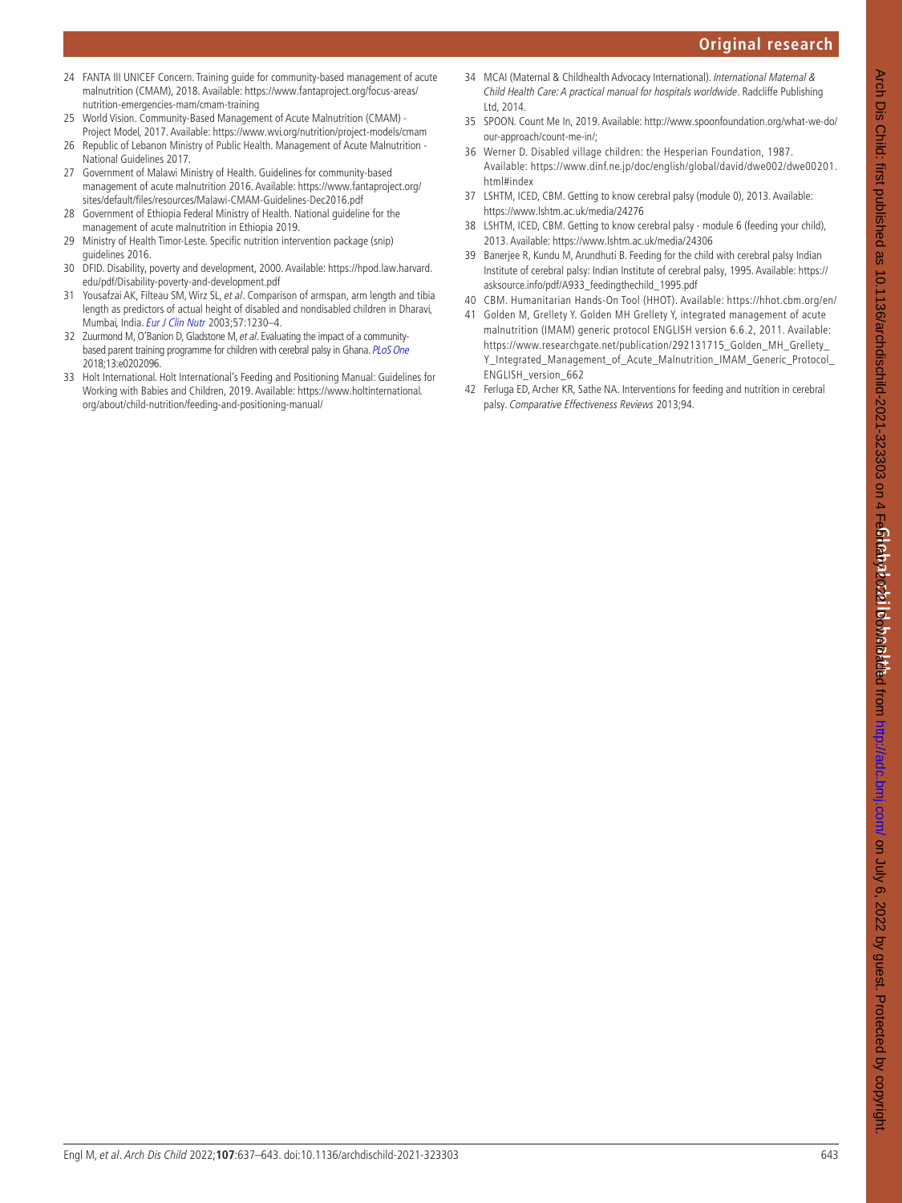24 FANTA III UNICEF Concern. Training guide for community-based management of acute malnutrition (CMAM), 2018. Available: https://www.fantaproject.org/focus-areas/nutrition-emergencies-mam/cmam-training

25 World Vision. Community-Based Management of Acute Malnutrition (CMAM) - Project Model, 2017. Available: https://www.wvi.org/nutrition/project-models/cmam

26 Republic of Lebanon Ministry of Public Health. Management of Acute Malnutrition - National Guidelines 2017.

27 Government of Malawi Ministry of Health. Guidelines for community-based management of acute malnutrition 2016. Available: https://www.fantaproject.org/sites/default/files/resources/Malawi-CMAM-Guidelines-Dec2016.pdf

28 Government of Ethiopia Federal Ministry of Health. National guideline for the management of acute malnutrition in Ethiopia 2019.

29 Ministry of Health Timor-Leste. Specific nutrition intervention package (snip) guidelines 2016.

30 DFID. Disability, poverty and development, 2000. Available: https://hpod.law.harvard.edu/pdf/Disability-poverty-and-development.pdf

31 Yousafzai AK, Filteau SM, Wirz SL, *et al*. Comparison of armspan, arm length and tibia length as predictors of actual height of disabled and nondisabled children in Dharavi, Mumbai, India. *Eur J Clin Nutr* 2003;57:1230–4.

32 Zuurmond M, O'Banion D, Gladstone M, *et al*. Evaluating the impact of a community-based parent training programme for children with cerebral palsy in Ghana. *PLoS One* 2018;13:e0202096.

33 Holt International. Holt International's Feeding and Positioning Manual: Guidelines for Working with Babies and Children, 2019. Available: https://www.holtinternational.org/about/child-nutrition/feeding-and-positioning-manual/

34 MCAI (Maternal & Childhealth Advocacy International). *International Maternal & Child Health Care: A practical manual for hospitals worldwide*. Radcliffe Publishing Ltd, 2014.

35 SPOON. Count Me In, 2019. Available: http://www.spoonfoundation.org/what-we-do/our-approach/count-me-in/;

36 Werner D. Disabled village children: the Hesperian Foundation, 1987. Available: https://www.dinf.ne.jp/doc/english/global/david/dwe002/dwe00201.html#index

37 LSHTM, ICED, CBM. Getting to know cerebral palsy (module 0), 2013. Available: https://www.lshtm.ac.uk/media/24276

38 LSHTM, ICED, CBM. Getting to know cerebral palsy - module 6 (feeding your child), 2013. Available: https://www.lshtm.ac.uk/media/24306

39 Banerjee R, Kundu M, Arundhuti B. Feeding for the child with cerebral palsy Indian Institute of cerebral palsy: Indian Institute of cerebral palsy, 1995. Available: https://asksource.info/pdf/A933_feedingthechild_1995.pdf

40 CBM. Humanitarian Hands-On Tool (HHOT). Available: https://hhot.cbm.org/en/

41 Golden M, Grellety Y. Golden MH Grellety Y, integrated management of acute malnutrition (IMAM) generic protocol ENGLISH version 6.6.2, 2011. Available: https://www.researchgate.net/publication/292131715_Golden_MH_Grellety_Y_Integrated_Management_of_Acute_Malnutrition_IMAM_Generic_Protocol_ENGLISH_version_662

42 Ferluga ED, Archer KR, Sathe NA. Interventions for feeding and nutrition in cerebral palsy. *Comparative Effectiveness Reviews* 2013;94.